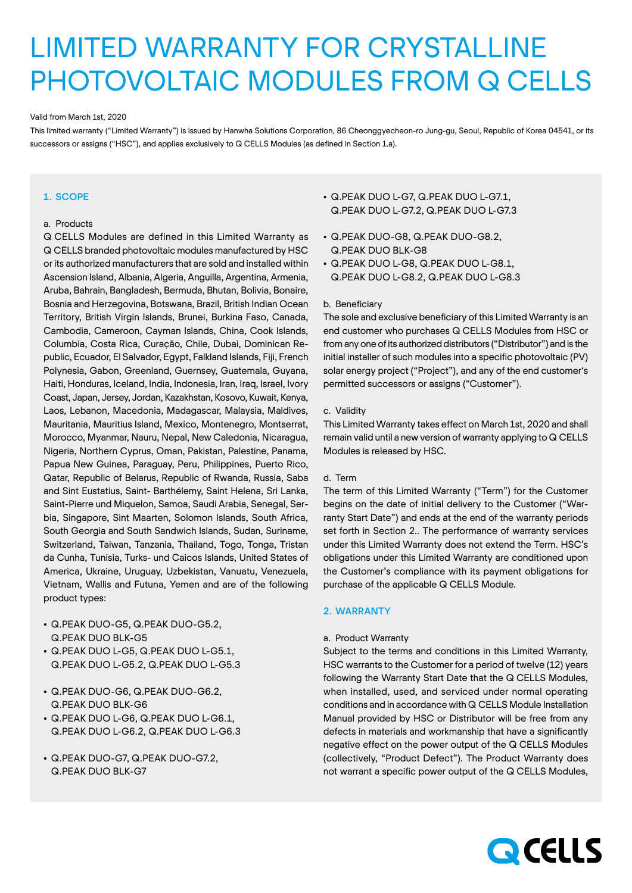# LIMITED WARRANTY FOR CRYSTALLINE PHOTOVOLTAIC MODULES FROM Q CELLS

Valid from March 1st, 2020

This limited warranty ("Limited Warranty") is issued by Hanwha Solutions Corporation, 86 Cheonggyecheon-ro Jung-gu, Seoul, Republic of Korea 04541, or its successors or assigns ("HSC"), and applies exclusively to Q CELLS Modules (as defined in Section 1.a).

## 1. SCOPE

a. Products

Q CELLS Modules are defined in this Limited Warranty as Q CELLS branded photovoltaic modules manufactured by HSC or its authorized manufacturers that are sold and installed within Ascension Island, Albania, Algeria, Anguilla, Argentina, Armenia, Aruba, Bahrain, Bangladesh, Bermuda, Bhutan, Bolivia, Bonaire, Bosnia and Herzegovina, Botswana, Brazil, British Indian Ocean Territory, British Virgin Islands, Brunei, Burkina Faso, Canada, Cambodia, Cameroon, Cayman Islands, China, Cook Islands, Columbia, Costa Rica, Curaçāo, Chile, Dubai, Dominican Republic, Ecuador, El Salvador, Egypt, Falkland Islands, Fiji, French Polynesia, Gabon, Greenland, Guernsey, Guatemala, Guyana, Haiti, Honduras, Iceland, India, Indonesia, Iran, Iraq, Israel, Ivory Coast, Japan, Jersey, Jordan, Kazakhstan, Kosovo, Kuwait, Kenya, Laos, Lebanon, Macedonia, Madagascar, Malaysia, Maldives, Mauritania, Mauritius Island, Mexico, Montenegro, Montserrat, Morocco, Myanmar, Nauru, Nepal, New Caledonia, Nicaragua, Nigeria, Northern Cyprus, Oman, Pakistan, Palestine, Panama, Papua New Guinea, Paraguay, Peru, Philippines, Puerto Rico, Qatar, Republic of Belarus, Republic of Rwanda, Russia, Saba and Sint Eustatius, Saint- Barthélemy, Saint Helena, Sri Lanka, Saint-Pierre und Miquelon, Samoa, Saudi Arabia, Senegal, Serbia, Singapore, Sint Maarten, Solomon Islands, South Africa, South Georgia and South Sandwich Islands, Sudan, Suriname, Switzerland, Taiwan, Tanzania, Thailand, Togo, Tonga, Tristan da Cunha, Tunisia, Turks- und Caicos Islands, United States of America, Ukraine, Uruguay, Uzbekistan, Vanuatu, Venezuela, Vietnam, Wallis and Futuna, Yemen and are of the following product types:

- Q.PEAK DUO-G5, Q.PEAK DUO-G5.2, Q.PEAK DUO BLK-G5
- Q.PEAK DUO L-G5, Q.PEAK DUO L-G5.1, Q.PEAK DUO L-G5.2, Q.PEAK DUO L-G5.3
- Q.PEAK DUO-G6, Q.PEAK DUO-G6.2, Q.PEAK DUO BLK-G6
- Q.PEAK DUO L-G6, Q.PEAK DUO L-G6.1, Q.PEAK DUO L-G6.2, Q.PEAK DUO L-G6.3
- Q.PEAK DUO-G7, Q.PEAK DUO-G7.2, Q.PEAK DUO BLK-G7
- Q.PEAK DUO L-G7, Q.PEAK DUO L-G7.1, Q.PEAK DUO L-G7.2, Q.PEAK DUO L-G7.3
- Q.PEAK DUO-G8, Q.PEAK DUO-G8.2, Q.PEAK DUO BLK-G8
- Q.PEAK DUO L-G8, Q.PEAK DUO L-G8.1, Q.PEAK DUO L-G8.2, Q.PEAK DUO L-G8.3

b. Beneficiary

The sole and exclusive beneficiary of this Limited Warranty is an end customer who purchases Q CELLS Modules from HSC or from any one of its authorized distributors ("Distributor") and is the initial installer of such modules into a specific photovoltaic (PV) solar energy project ("Project"), and any of the end customer's permitted successors or assigns ("Customer").

c. Validity

This Limited Warranty takes effect on March 1st, 2020 and shall remain valid until a new version of warranty applying to Q CELLS Modules is released by HSC.

d. Term

The term of this Limited Warranty ("Term") for the Customer begins on the date of initial delivery to the Customer ("Warranty Start Date") and ends at the end of the warranty periods set forth in Section 2.. The performance of warranty services under this Limited Warranty does not extend the Term. HSC's obligations under this Limited Warranty are conditioned upon the Customer's compliance with its payment obligations for purchase of the applicable Q CELLS Module.

## 2. WARRANTY

a. Product Warranty

Subject to the terms and conditions in this Limited Warranty, HSC warrants to the Customer for a period of twelve (12) years following the Warranty Start Date that the Q CELLS Modules, when installed, used, and serviced under normal operating conditions and in accordance with Q CELLS Module Installation Manual provided by HSC or Distributor will be free from any defects in materials and workmanship that have a significantly negative effect on the power output of the Q CELLS Modules (collectively, "Product Defect"). The Product Warranty does not warrant a specific power output of the Q CELLS Modules,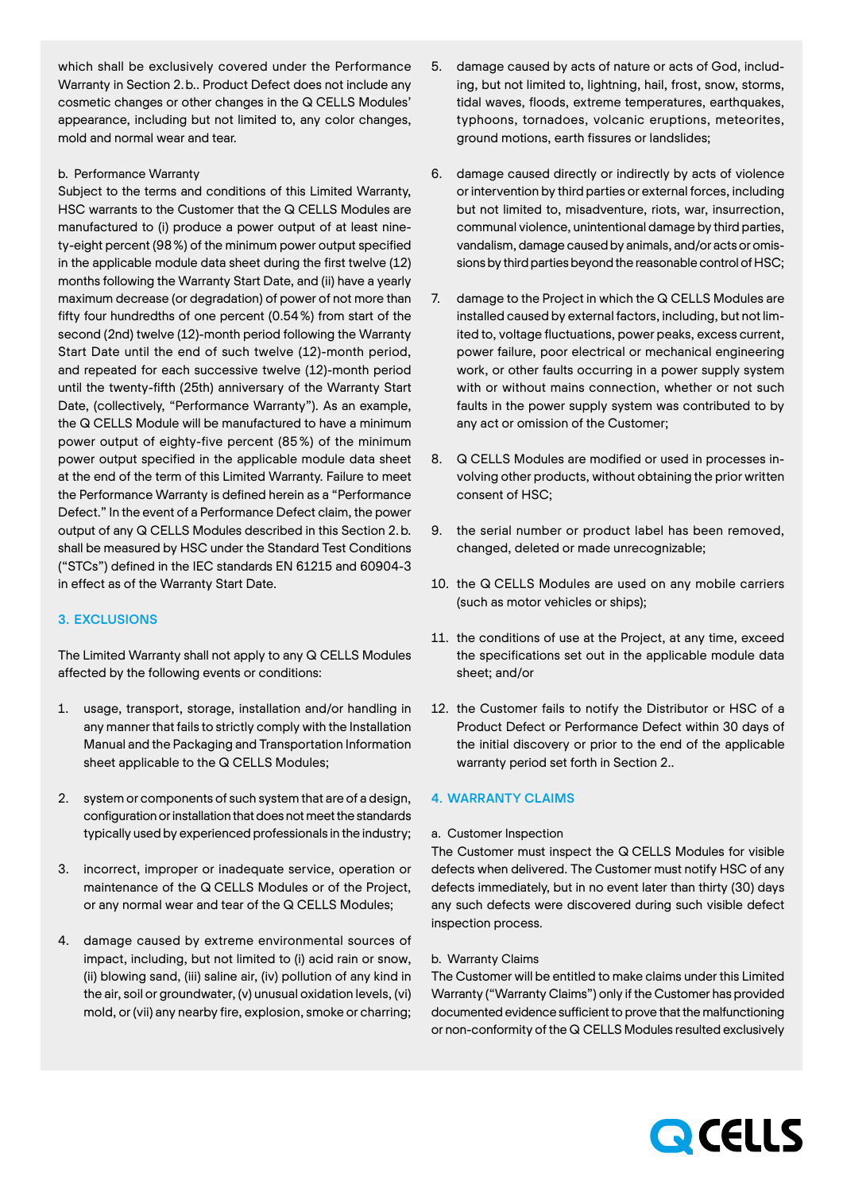which shall be exclusively covered under the Performance Warranty in Section 2.b.. Product Defect does not include any cosmetic changes or other changes in the Q CELLS Modules' appearance, including but not limited to, any color changes, mold and normal wear and tear.

b. Performance Warranty

Subject to the terms and conditions of this Limited Warranty, HSC warrants to the Customer that the Q CELLS Modules are manufactured to (i) produce a power output of at least ninety-eight percent (98%) of the minimum power output specified in the applicable module data sheet during the first twelve (12) months following the Warranty Start Date, and (ii) have a yearly maximum decrease (or degradation) of power of not more than fifty four hundredths of one percent (0.54%) from start of the second (2nd) twelve (12)-month period following the Warranty Start Date until the end of such twelve (12)-month period, and repeated for each successive twelve (12)-month period until the twenty-fifth (25th) anniversary of the Warranty Start Date, (collectively, "Performance Warranty"). As an example, the Q CELLS Module will be manufactured to have a minimum power output of eighty-five percent (85%) of the minimum power output specified in the applicable module data sheet at the end of the term of this Limited Warranty. Failure to meet the Performance Warranty is defined herein as a "Performance Defect." In the event of a Performance Defect claim, the power output of any Q CELLS Modules described in this Section 2.b. shall be measured by HSC under the Standard Test Conditions ("STCs") defined in the IEC standards EN 61215 and 60904-3 in effect as of the Warranty Start Date.

## 3. EXCLUSIONS

The Limited Warranty shall not apply to any Q CELLS Modules affected by the following events or conditions:

1. usage, transport, storage, installation and/or handling in any manner that fails to strictly comply with the Installation Manual and the Packaging and Transportation Information sheet applicable to the Q CELLS Modules;
2. system or components of such system that are of a design, configuration or installation that does not meet the standards typically used by experienced professionals in the industry;
3. incorrect, improper or inadequate service, operation or maintenance of the Q CELLS Modules or of the Project, or any normal wear and tear of the Q CELLS Modules;
4. damage caused by extreme environmental sources of impact, including, but not limited to (i) acid rain or snow, (ii) blowing sand, (iii) saline air, (iv) pollution of any kind in the air, soil or groundwater, (v) unusual oxidation levels, (vi) mold, or (vii) any nearby fire, explosion, smoke or charring;
5. damage caused by acts of nature or acts of God, including, but not limited to, lightning, hail, frost, snow, storms, tidal waves, floods, extreme temperatures, earthquakes, typhoons, tornadoes, volcanic eruptions, meteorites, ground motions, earth fissures or landslides;
6. damage caused directly or indirectly by acts of violence or intervention by third parties or external forces, including but not limited to, misadventure, riots, war, insurrection, communal violence, unintentional damage by third parties, vandalism, damage caused by animals, and/or acts or omissions by third parties beyond the reasonable control of HSC;
7. damage to the Project in which the Q CELLS Modules are installed caused by external factors, including, but not limited to, voltage fluctuations, power peaks, excess current, power failure, poor electrical or mechanical engineering work, or other faults occurring in a power supply system with or without mains connection, whether or not such faults in the power supply system was contributed to by any act or omission of the Customer;
8. Q CELLS Modules are modified or used in processes involving other products, without obtaining the prior written consent of HSC;
9. the serial number or product label has been removed, changed, deleted or made unrecognizable;
10. the Q CELLS Modules are used on any mobile carriers (such as motor vehicles or ships);
11. the conditions of use at the Project, at any time, exceed the specifications set out in the applicable module data sheet; and/or
12. the Customer fails to notify the Distributor or HSC of a Product Defect or Performance Defect within 30 days of the initial discovery or prior to the end of the applicable warranty period set forth in Section 2..

## 4. WARRANTY CLAIMS

a. Customer Inspection

The Customer must inspect the Q CELLS Modules for visible defects when delivered. The Customer must notify HSC of any defects immediately, but in no event later than thirty (30) days any such defects were discovered during such visible defect inspection process.

b. Warranty Claims

The Customer will be entitled to make claims under this Limited Warranty ("Warranty Claims") only if the Customer has provided documented evidence sufficient to prove that the malfunctioning or non-conformity of the Q CELLS Modules resulted exclusively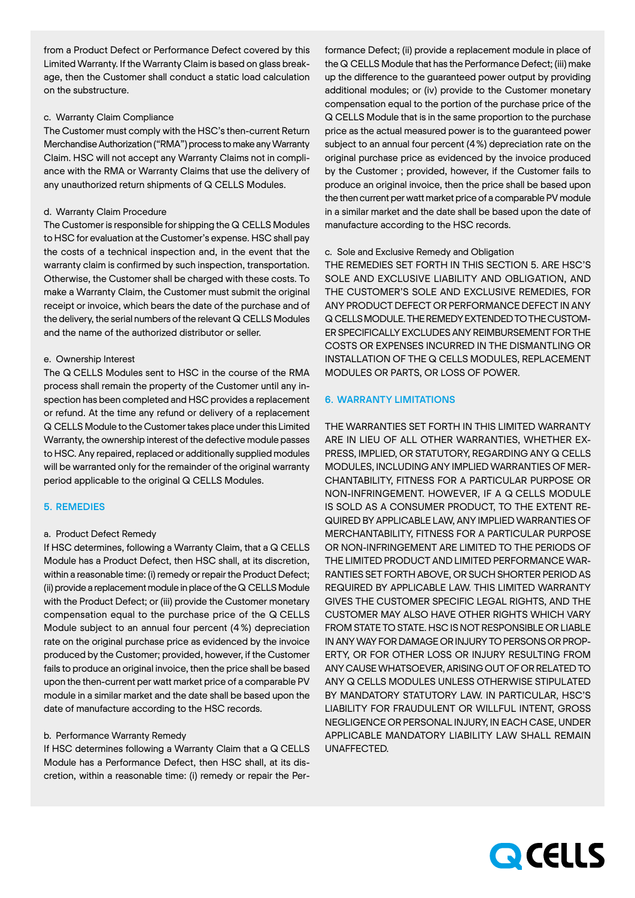from a Product Defect or Performance Defect covered by this Limited Warranty. If the Warranty Claim is based on glass breakage, then the Customer shall conduct a static load calculation on the substructure.

c. Warranty Claim Compliance
The Customer must comply with the HSC's then-current Return Merchandise Authorization ("RMA") process to make any Warranty Claim. HSC will not accept any Warranty Claims not in compliance with the RMA or Warranty Claims that use the delivery of any unauthorized return shipments of Q CELLS Modules.

d. Warranty Claim Procedure
The Customer is responsible for shipping the Q CELLS Modules to HSC for evaluation at the Customer's expense. HSC shall pay the costs of a technical inspection and, in the event that the warranty claim is confirmed by such inspection, transportation. Otherwise, the Customer shall be charged with these costs. To make a Warranty Claim, the Customer must submit the original receipt or invoice, which bears the date of the purchase and of the delivery, the serial numbers of the relevant Q CELLS Modules and the name of the authorized distributor or seller.

e. Ownership Interest
The Q CELLS Modules sent to HSC in the course of the RMA process shall remain the property of the Customer until any inspection has been completed and HSC provides a replacement or refund. At the time any refund or delivery of a replacement Q CELLS Module to the Customer takes place under this Limited Warranty, the ownership interest of the defective module passes to HSC. Any repaired, replaced or additionally supplied modules will be warranted only for the remainder of the original warranty period applicable to the original Q CELLS Modules.

## 5. REMEDIES

a. Product Defect Remedy
If HSC determines, following a Warranty Claim, that a Q CELLS Module has a Product Defect, then HSC shall, at its discretion, within a reasonable time: (i) remedy or repair the Product Defect; (ii) provide a replacement module in place of the Q CELLS Module with the Product Defect; or (iii) provide the Customer monetary compensation equal to the purchase price of the Q CELLS Module subject to an annual four percent (4 %) depreciation rate on the original purchase price as evidenced by the invoice produced by the Customer; provided, however, if the Customer fails to produce an original invoice, then the price shall be based upon the then-current per watt market price of a comparable PV module in a similar market and the date shall be based upon the date of manufacture according to the HSC records.

b. Performance Warranty Remedy
If HSC determines following a Warranty Claim that a Q CELLS Module has a Performance Defect, then HSC shall, at its discretion, within a reasonable time: (i) remedy or repair the Performance Defect; (ii) provide a replacement module in place of the Q CELLS Module that has the Performance Defect; (iii) make up the difference to the guaranteed power output by providing additional modules; or (iv) provide to the Customer monetary compensation equal to the portion of the purchase price of the Q CELLS Module that is in the same proportion to the purchase price as the actual measured power is to the guaranteed power subject to an annual four percent (4 %) depreciation rate on the original purchase price as evidenced by the invoice produced by the Customer ; provided, however, if the Customer fails to produce an original invoice, then the price shall be based upon the then current per watt market price of a comparable PV module in a similar market and the date shall be based upon the date of manufacture according to the HSC records.

c. Sole and Exclusive Remedy and Obligation
THE REMEDIES SET FORTH IN THIS SECTION 5. ARE HSC'S SOLE AND EXCLUSIVE LIABILITY AND OBLIGATION, AND THE CUSTOMER'S SOLE AND EXCLUSIVE REMEDIES, FOR ANY PRODUCT DEFECT OR PERFORMANCE DEFECT IN ANY Q CELLS MODULE. THE REMEDY EXTENDED TO THE CUSTOMER SPECIFICALLY EXCLUDES ANY REIMBURSEMENT FOR THE COSTS OR EXPENSES INCURRED IN THE DISMANTLING OR INSTALLATION OF THE Q CELLS MODULES, REPLACEMENT MODULES OR PARTS, OR LOSS OF POWER.

## 6. WARRANTY LIMITATIONS

THE WARRANTIES SET FORTH IN THIS LIMITED WARRANTY ARE IN LIEU OF ALL OTHER WARRANTIES, WHETHER EXPRESS, IMPLIED, OR STATUTORY, REGARDING ANY Q CELLS MODULES, INCLUDING ANY IMPLIED WARRANTIES OF MERCHANTABILITY, FITNESS FOR A PARTICULAR PURPOSE OR NON-INFRINGEMENT. HOWEVER, IF A Q CELLS MODULE IS SOLD AS A CONSUMER PRODUCT, TO THE EXTENT REQUIRED BY APPLICABLE LAW, ANY IMPLIED WARRANTIES OF MERCHANTABILITY, FITNESS FOR A PARTICULAR PURPOSE OR NON-INFRINGEMENT ARE LIMITED TO THE PERIODS OF THE LIMITED PRODUCT AND LIMITED PERFORMANCE WARRANTIES SET FORTH ABOVE, OR SUCH SHORTER PERIOD AS REQUIRED BY APPLICABLE LAW. THIS LIMITED WARRANTY GIVES THE CUSTOMER SPECIFIC LEGAL RIGHTS, AND THE CUSTOMER MAY ALSO HAVE OTHER RIGHTS WHICH VARY FROM STATE TO STATE. HSC IS NOT RESPONSIBLE OR LIABLE IN ANY WAY FOR DAMAGE OR INJURY TO PERSONS OR PROPERTY, OR FOR OTHER LOSS OR INJURY RESULTING FROM ANY CAUSE WHATSOEVER, ARISING OUT OF OR RELATED TO ANY Q CELLS MODULES UNLESS OTHERWISE STIPULATED BY MANDATORY STATUTORY LAW. IN PARTICULAR, HSC'S LIABILITY FOR FRAUDULENT OR WILLFUL INTENT, GROSS NEGLIGENCE OR PERSONAL INJURY, IN EACH CASE, UNDER APPLICABLE MANDATORY LIABILITY LAW SHALL REMAIN UNAFFECTED.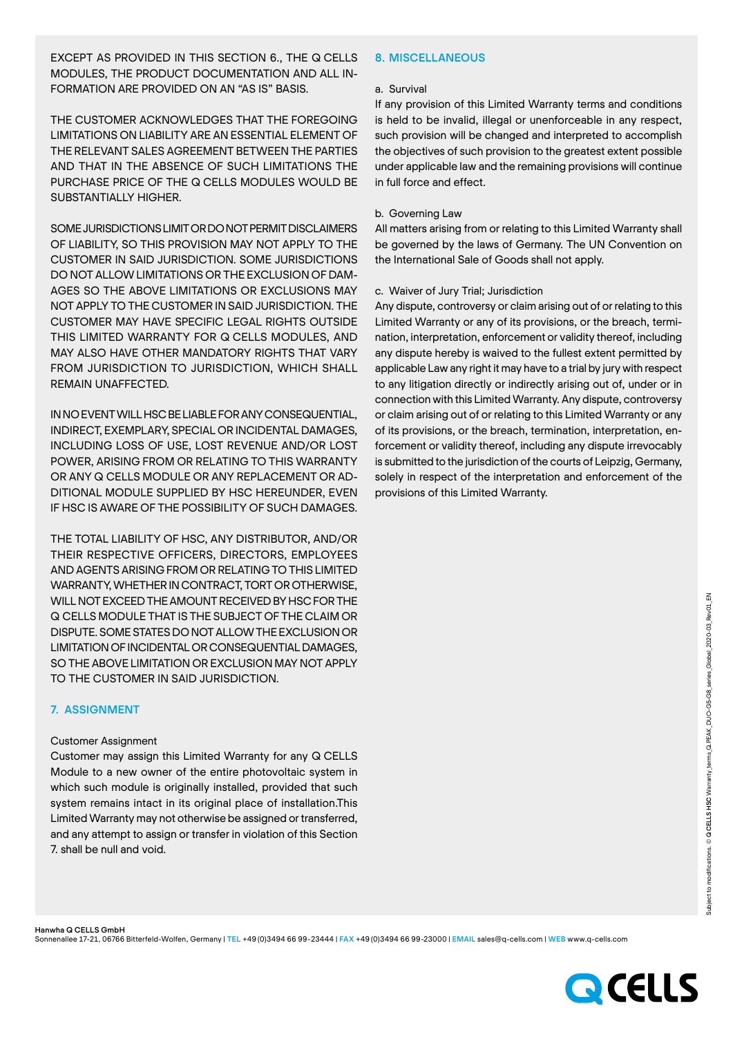EXCEPT AS PROVIDED IN THIS SECTION 6., THE Q CELLS MODULES, THE PRODUCT DOCUMENTATION AND ALL INFORMATION ARE PROVIDED ON AN "AS IS" BASIS.

THE CUSTOMER ACKNOWLEDGES THAT THE FOREGOING LIMITATIONS ON LIABILITY ARE AN ESSENTIAL ELEMENT OF THE RELEVANT SALES AGREEMENT BETWEEN THE PARTIES AND THAT IN THE ABSENCE OF SUCH LIMITATIONS THE PURCHASE PRICE OF THE Q CELLS MODULES WOULD BE SUBSTANTIALLY HIGHER.

SOME JURISDICTIONS LIMIT OR DO NOT PERMIT DISCLAIMERS OF LIABILITY, SO THIS PROVISION MAY NOT APPLY TO THE CUSTOMER IN SAID JURISDICTION. SOME JURISDICTIONS DO NOT ALLOW LIMITATIONS OR THE EXCLUSION OF DAMAGES SO THE ABOVE LIMITATIONS OR EXCLUSIONS MAY NOT APPLY TO THE CUSTOMER IN SAID JURISDICTION. THE CUSTOMER MAY HAVE SPECIFIC LEGAL RIGHTS OUTSIDE THIS LIMITED WARRANTY FOR Q CELLS MODULES, AND MAY ALSO HAVE OTHER MANDATORY RIGHTS THAT VARY FROM JURISDICTION TO JURISDICTION, WHICH SHALL REMAIN UNAFFECTED.

IN NO EVENT WILL HSC BE LIABLE FOR ANY CONSEQUENTIAL, INDIRECT, EXEMPLARY, SPECIAL OR INCIDENTAL DAMAGES, INCLUDING LOSS OF USE, LOST REVENUE AND/OR LOST POWER, ARISING FROM OR RELATING TO THIS WARRANTY OR ANY Q CELLS MODULE OR ANY REPLACEMENT OR ADDITIONAL MODULE SUPPLIED BY HSC HEREUNDER, EVEN IF HSC IS AWARE OF THE POSSIBILITY OF SUCH DAMAGES.

THE TOTAL LIABILITY OF HSC, ANY DISTRIBUTOR, AND/OR THEIR RESPECTIVE OFFICERS, DIRECTORS, EMPLOYEES AND AGENTS ARISING FROM OR RELATING TO THIS LIMITED WARRANTY, WHETHER IN CONTRACT, TORT OR OTHERWISE, WILL NOT EXCEED THE AMOUNT RECEIVED BY HSC FOR THE Q CELLS MODULE THAT IS THE SUBJECT OF THE CLAIM OR DISPUTE. SOME STATES DO NOT ALLOW THE EXCLUSION OR LIMITATION OF INCIDENTAL OR CONSEQUENTIAL DAMAGES, SO THE ABOVE LIMITATION OR EXCLUSION MAY NOT APPLY TO THE CUSTOMER IN SAID JURISDICTION.

## 7. ASSIGNMENT

Customer Assignment

Customer may assign this Limited Warranty for any Q CELLS Module to a new owner of the entire photovoltaic system in which such module is originally installed, provided that such system remains intact in its original place of installation.This Limited Warranty may not otherwise be assigned or transferred, and any attempt to assign or transfer in violation of this Section 7. shall be null and void.

## 8. MISCELLANEOUS

a. Survival

If any provision of this Limited Warranty terms and conditions is held to be invalid, illegal or unenforceable in any respect, such provision will be changed and interpreted to accomplish the objectives of such provision to the greatest extent possible under applicable law and the remaining provisions will continue in full force and effect.

b. Governing Law

All matters arising from or relating to this Limited Warranty shall be governed by the laws of Germany. The UN Convention on the International Sale of Goods shall not apply.

c. Waiver of Jury Trial; Jurisdiction

Any dispute, controversy or claim arising out of or relating to this Limited Warranty or any of its provisions, or the breach, termination, interpretation, enforcement or validity thereof, including any dispute hereby is waived to the fullest extent permitted by applicable Law any right it may have to a trial by jury with respect to any litigation directly or indirectly arising out of, under or in connection with this Limited Warranty. Any dispute, controversy or claim arising out of or relating to this Limited Warranty or any of its provisions, or the breach, termination, interpretation, enforcement or validity thereof, including any dispute irrevocably is submitted to the jurisdiction of the courts of Leipzig, Germany, solely in respect of the interpretation and enforcement of the provisions of this Limited Warranty.

Subject to modifications. © Q CELLS HSC Warranty_terms_Q.PEAK_DUO-G5-G8_series_Global_2020-03_Rev01_EN

**Hanwha Q CELLS GmbH**
Sonnenallee 17-21, 06766 Bitterfeld-Wolfen, Germany | TEL +49 (0)3494 66 99-23444 | FAX +49 (0)3494 66 99-23000 | EMAIL sales@q-cells.com | WEB www.q-cells.com